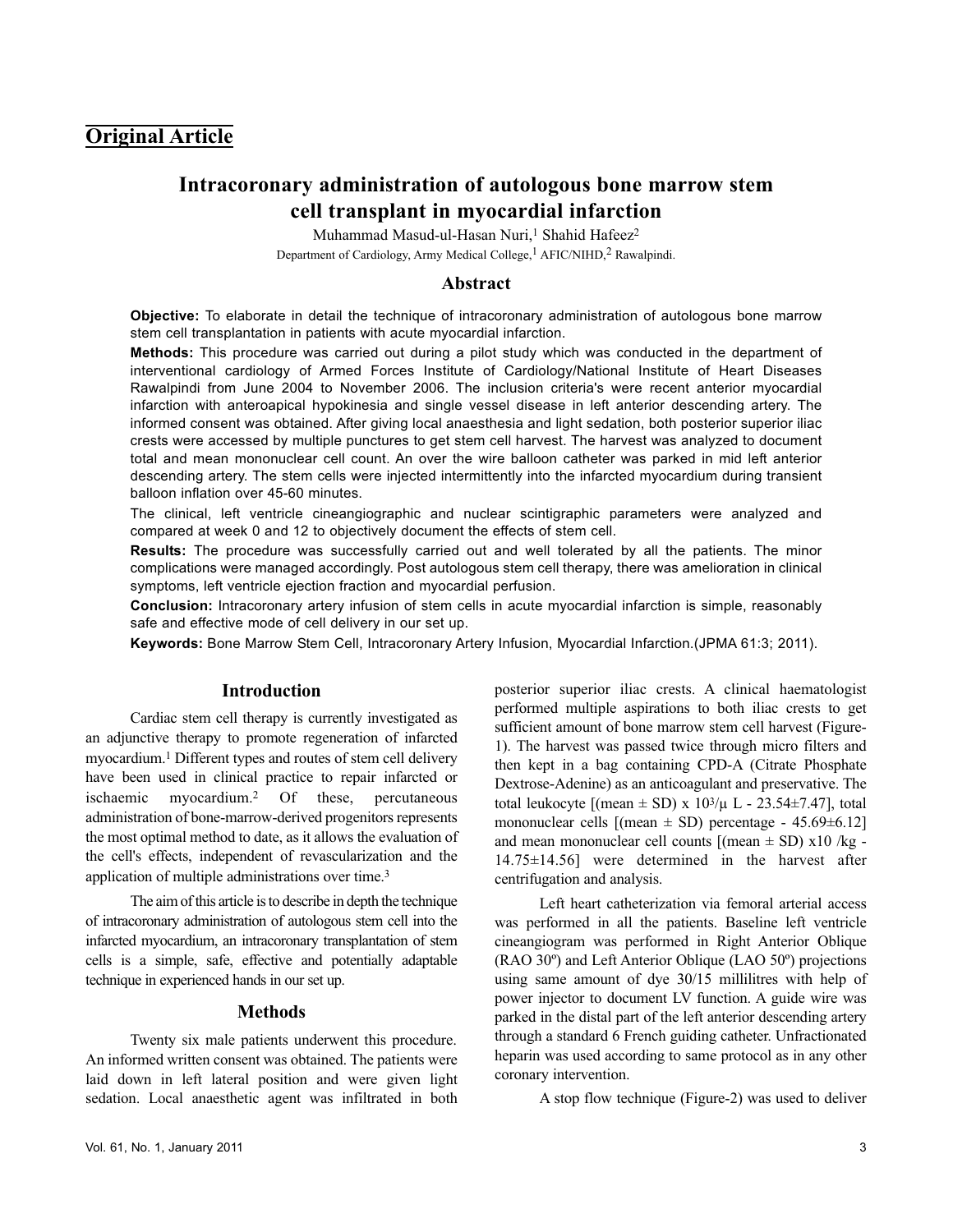## Original Article

# Intracoronary administration of autologous bone marrow stem cell transplant in myocardial infarction

Muhammad Masud-ul-Hasan Nuri,[1] Shahid Hafeez[2]

Department of Cardiology, Army Medical College,[1] AFIC/NIHD,[2] Rawalpindi.

## Abstract

**Objective:** To elaborate in detail the technique of intracoronary administration of autologous bone marrow stem cell transplantation in patients with acute myocardial infarction.

**Methods:** This procedure was carried out during a pilot study which was conducted in the department of interventional cardiology of Armed Forces Institute of Cardiology/National Institute of Heart Diseases Rawalpindi from June 2004 to November 2006. The inclusion criteria's were recent anterior myocardial infarction with anteroapical hypokinesia and single vessel disease in left anterior descending artery. The informed consent was obtained. After giving local anaesthesia and light sedation, both posterior superior iliac crests were accessed by multiple punctures to get stem cell harvest. The harvest was analyzed to document total and mean mononuclear cell count. An over the wire balloon catheter was parked in mid left anterior descending artery. The stem cells were injected intermittently into the infarcted myocardium during transient balloon inflation over 45-60 minutes.

The clinical, left ventricle cineangiographic and nuclear scintigraphic parameters were analyzed and compared at week 0 and 12 to objectively document the effects of stem cell.

**Results:** The procedure was successfully carried out and well tolerated by all the patients. The minor complications were managed accordingly. Post autologous stem cell therapy, there was amelioration in clinical symptoms, left ventricle ejection fraction and myocardial perfusion.

**Conclusion:** Intracoronary artery infusion of stem cells in acute myocardial infarction is simple, reasonably safe and effective mode of cell delivery in our set up.

**Keywords:** Bone Marrow Stem Cell, Intracoronary Artery Infusion, Myocardial Infarction.(JPMA 61:3; 2011).

## Introduction

Cardiac stem cell therapy is currently investigated as an adjunctive therapy to promote regeneration of infarcted myocardium.[1] Different types and routes of stem cell delivery have been used in clinical practice to repair infarcted or ischaemic myocardium.[2] Of these, percutaneous administration of bone-marrow-derived progenitors represents the most optimal method to date, as it allows the evaluation of the cell's effects, independent of revascularization and the application of multiple administrations over time.[3]

The aim of this article is to describe in depth the technique of intracoronary administration of autologous stem cell into the infarcted myocardium, an intracoronary transplantation of stem cells is a simple, safe, effective and potentially adaptable technique in experienced hands in our set up.

## Methods

Twenty six male patients underwent this procedure. An informed written consent was obtained. The patients were laid down in left lateral position and were given light sedation. Local anaesthetic agent was infiltrated in both posterior superior iliac crests. A clinical haematologist performed multiple aspirations to both iliac crests to get sufficient amount of bone marrow stem cell harvest (Figure-1). The harvest was passed twice through micro filters and then kept in a bag containing CPD-A (Citrate Phosphate Dextrose-Adenine) as an anticoagulant and preservative. The total leukocyte [(mean ± SD) x $10^3/\mu$ L - 23.54±7.47], total mononuclear cells [(mean ± SD) percentage - 45.69±6.12] and mean mononuclear cell counts [(mean ± SD) x10 /kg - 14.75±14.56] were determined in the harvest after centrifugation and analysis.

Left heart catheterization via femoral arterial access was performed in all the patients. Baseline left ventricle cineangiogram was performed in Right Anterior Oblique (RAO 30º) and Left Anterior Oblique (LAO 50º) projections using same amount of dye 30/15 millilitres with help of power injector to document LV function. A guide wire was parked in the distal part of the left anterior descending artery through a standard 6 French guiding catheter. Unfractionated heparin was used according to same protocol as in any other coronary intervention.

A stop flow technique (Figure-2) was used to deliver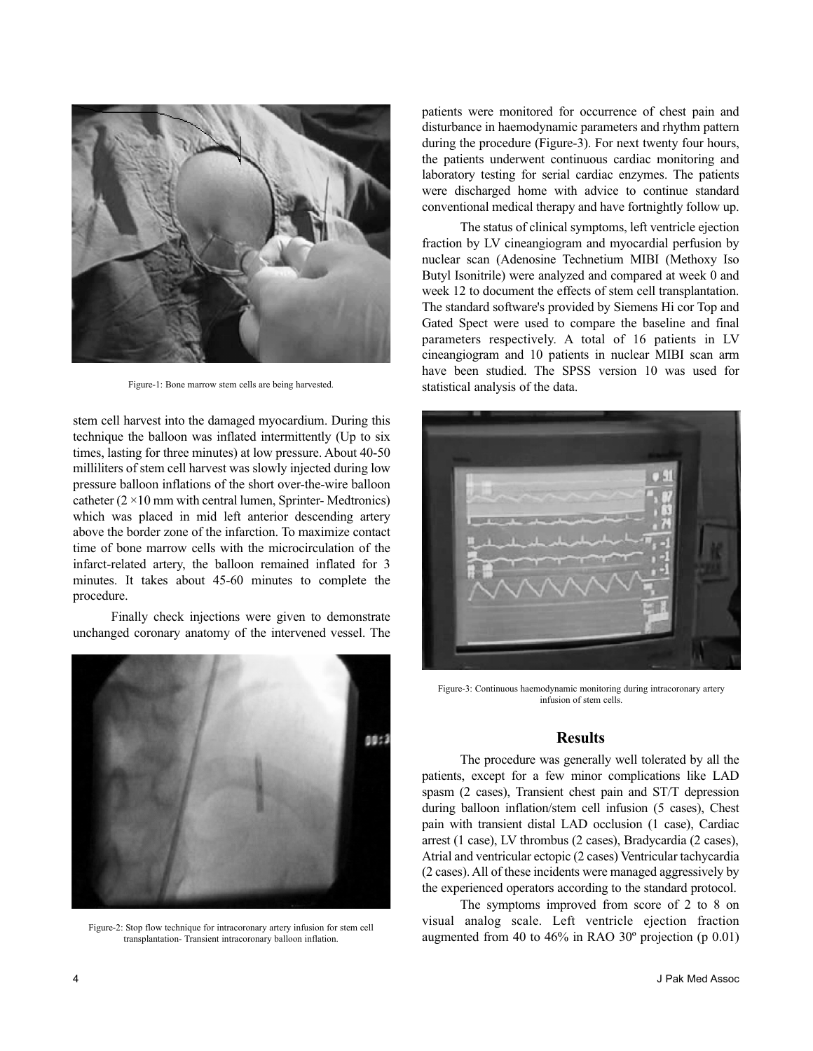Figure-1: Bone marrow stem cells are being harvested.

stem cell harvest into the damaged myocardium. During this technique the balloon was inflated intermittently (Up to six times, lasting for three minutes) at low pressure. About 40-50 milliliters of stem cell harvest was slowly injected during low pressure balloon inflations of the short over-the-wire balloon catheter (2 ×10 mm with central lumen, Sprinter- Medtronics) which was placed in mid left anterior descending artery above the border zone of the infarction. To maximize contact time of bone marrow cells with the microcirculation of the infarct-related artery, the balloon remained inflated for 3 minutes. It takes about 45-60 minutes to complete the procedure.

Finally check injections were given to demonstrate unchanged coronary anatomy of the intervened vessel. The patients were monitored for occurrence of chest pain and disturbance in haemodynamic parameters and rhythm pattern during the procedure (Figure-3). For next twenty four hours, the patients underwent continuous cardiac monitoring and laboratory testing for serial cardiac enzymes. The patients were discharged home with advice to continue standard conventional medical therapy and have fortnightly follow up.

Figure-2: Stop flow technique for intracoronary artery infusion for stem cell transplantation- Transient intracoronary balloon inflation.

The status of clinical symptoms, left ventricle ejection fraction by LV cineangiogram and myocardial perfusion by nuclear scan (Adenosine Technetium MIBI (Methoxy Iso Butyl Isonitrile) were analyzed and compared at week 0 and week 12 to document the effects of stem cell transplantation. The standard software's provided by Siemens Hi cor Top and Gated Spect were used to compare the baseline and final parameters respectively. A total of 16 patients in LV cineangiogram and 10 patients in nuclear MIBI scan arm have been studied. The SPSS version 10 was used for statistical analysis of the data.

Figure-3: Continuous haemodynamic monitoring during intracoronary artery infusion of stem cells.

## Results

The procedure was generally well tolerated by all the patients, except for a few minor complications like LAD spasm (2 cases), Transient chest pain and ST/T depression during balloon inflation/stem cell infusion (5 cases), Chest pain with transient distal LAD occlusion (1 case), Cardiac arrest (1 case), LV thrombus (2 cases), Bradycardia (2 cases), Atrial and ventricular ectopic (2 cases) Ventricular tachycardia (2 cases). All of these incidents were managed aggressively by the experienced operators according to the standard protocol.

The symptoms improved from score of 2 to 8 on visual analog scale. Left ventricle ejection fraction augmented from 40 to 46% in RAO 30º projection (p 0.01)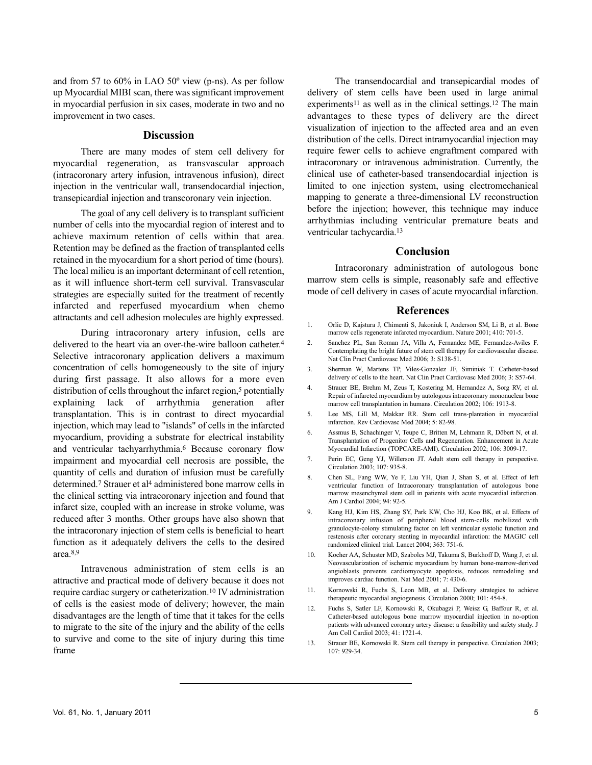and from 57 to 60% in LAO 50º view (p-ns). As per follow up Myocardial MIBI scan, there was significant improvement in myocardial perfusion in six cases, moderate in two and no improvement in two cases.

## Discussion

There are many modes of stem cell delivery for myocardial regeneration, as transvascular approach (intracoronary artery infusion, intravenous infusion), direct injection in the ventricular wall, transendocardial injection, transepicardial injection and transcoronary vein injection.

The goal of any cell delivery is to transplant sufficient number of cells into the myocardial region of interest and to achieve maximum retention of cells within that area. Retention may be defined as the fraction of transplanted cells retained in the myocardium for a short period of time (hours). The local milieu is an important determinant of cell retention, as it will influence short-term cell survival. Transvascular strategies are especially suited for the treatment of recently infarcted and reperfused myocardium when chemo attractants and cell adhesion molecules are highly expressed.

During intracoronary artery infusion, cells are delivered to the heart via an over-the-wire balloon catheter.[4] Selective intracoronary application delivers a maximum concentration of cells homogeneously to the site of injury during first passage. It also allows for a more even distribution of cells throughout the infarct region,[5] potentially explaining lack of arrhythmia generation after transplantation. This is in contrast to direct myocardial injection, which may lead to "islands" of cells in the infarcted myocardium, providing a substrate for electrical instability and ventricular tachyarrhythmia.[6] Because coronary flow impairment and myocardial cell necrosis are possible, the quantity of cells and duration of infusion must be carefully determined.[7] Strauer et al[4] administered bone marrow cells in the clinical setting via intracoronary injection and found that infarct size, coupled with an increase in stroke volume, was reduced after 3 months. Other groups have also shown that the intracoronary injection of stem cells is beneficial to heart function as it adequately delivers the cells to the desired area.[8,9]

Intravenous administration of stem cells is an attractive and practical mode of delivery because it does not require cardiac surgery or catheterization.[10] IV administration of cells is the easiest mode of delivery; however, the main disadvantages are the length of time that it takes for the cells to migrate to the site of the injury and the ability of the cells to survive and come to the site of injury during this time frame

The transendocardial and transepicardial modes of delivery of stem cells have been used in large animal experiments[11] as well as in the clinical settings.[12] The main advantages to these types of delivery are the direct visualization of injection to the affected area and an even distribution of the cells. Direct intramyocardial injection may require fewer cells to achieve engraftment compared with intracoronary or intravenous administration. Currently, the clinical use of catheter-based transendocardial injection is limited to one injection system, using electromechanical mapping to generate a three-dimensional LV reconstruction before the injection; however, this technique may induce arrhythmias including ventricular premature beats and ventricular tachycardia.[13]

## Conclusion

Intracoronary administration of autologous bone marrow stem cells is simple, reasonably safe and effective mode of cell delivery in cases of acute myocardial infarction.

## References

1. Orlic D, Kajstura J, Chimenti S, Jakoniuk I, Anderson SM, Li B, et al. Bone marrow cells regenerate infarcted myocardium. Nature 2001; 410: 701-5.
2. Sanchez PL, San Roman JA, Villa A, Fernandez ME, Fernandez-Aviles F. Contemplating the bright future of stem cell therapy for cardiovascular disease. Nat Clin Pract Cardiovasc Med 2006; 3: S138-51.
3. Sherman W, Martens TP, Viles-Gonzalez JF, Siminiak T. Catheter-based delivery of cells to the heart. Nat Clin Pract Cardiovasc Med 2006; 3: S57-64.
4. Strauer BE, Brehm M, Zeus T, Kostering M, Hernandez A, Sorg RV, et al. Repair of infarcted myocardium by autologous intracoronary mononuclear bone marrow cell transplantation in humans. Circulation 2002; 106: 1913-8.
5. Lee MS, Lill M, Makkar RR. Stem cell trans-plantation in myocardial infarction. Rev Cardiovasc Med 2004; 5: 82-98.
6. Assmus B, Schachinger V, Teupe C, Britten M, Lehmann R, Döbert N, et al. Transplantation of Progenitor Cells and Regeneration. Enhancement in Acute Myocardial Infarction (TOPCARE-AMI). Circulation 2002; 106: 3009-17.
7. Perin EC, Geng YJ, Willerson JT. Adult stem cell therapy in perspective. Circulation 2003; 107: 935-8.
8. Chen SL, Fang WW, Ye F, Liu YH, Qian J, Shan S, et al. Effect of left ventricular function of Intracoronary transplantation of autologous bone marrow mesenchymal stem cell in patients with acute myocardial infarction. Am J Cardiol 2004; 94: 92-5.
9. Kang HJ, Kim HS, Zhang SY, Park KW, Cho HJ, Koo BK, et al. Effects of intracoronary infusion of peripheral blood stem-cells mobilized with granulocyte-colony stimulating factor on left ventricular systolic function and restenosis after coronary stenting in myocardial infarction: the MAGIC cell randomized clinical trial. Lancet 2004; 363: 751-6.
10. Kocher AA, Schuster MD, Szabolcs MJ, Takuma S, Burkhoff D, Wang J, et al. Neovascularization of ischemic myocardium by human bone-marrow-derived angioblasts prevents cardiomyocyte apoptosis, reduces remodeling and improves cardiac function. Nat Med 2001; 7: 430-6.
11. Kornowski R, Fuchs S, Leon MB, et al. Delivery strategies to achieve therapeutic myocardial angiogenesis. Circulation 2000; 101: 454-8.
12. Fuchs S, Satler LF, Kornowski R, Okubagzi P, Weisz G, Baffour R, et al. Catheter-based autologous bone marrow myocardial injection in no-option patients with advanced coronary artery disease: a feasibility and safety study. J Am Coll Cardiol 2003; 41: 1721-4.
13. Strauer BE, Kornowski R. Stem cell therapy in perspective. Circulation 2003; 107: 929-34.